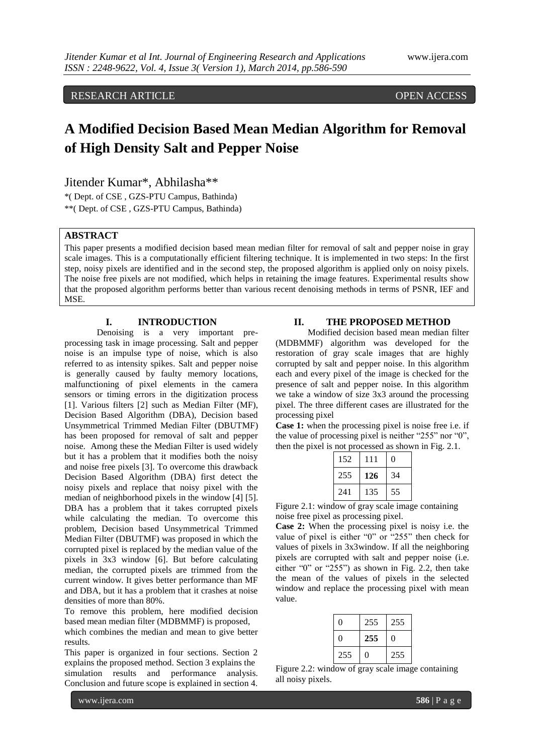RESEARCH ARTICLE OPEN ACCESS

# A Modified Decision Based Mean Median Algorithm for Removal of High Density Salt and Pepper Noise

Jitender Kumar*, Abhilasha**

*( Dept. of CSE , GZS-PTU Campus, Bathinda)

**( Dept. of CSE , GZS-PTU Campus, Bathinda)

## ABSTRACT

This paper presents a modified decision based mean median filter for removal of salt and pepper noise in gray scale images. This is a computationally efficient filtering technique. It is implemented in two steps: In the first step, noisy pixels are identified and in the second step, the proposed algorithm is applied only on noisy pixels. The noise free pixels are not modified, which helps in retaining the image features. Experimental results show that the proposed algorithm performs better than various recent denoising methods in terms of PSNR, IEF and MSE.

## I. INTRODUCTION

Denoising is a very important pre-processing task in image processing. Salt and pepper noise is an impulse type of noise, which is also referred to as intensity spikes. Salt and pepper noise is generally caused by faulty memory locations, malfunctioning of pixel elements in the camera sensors or timing errors in the digitization process [1]. Various filters [2] such as Median Filter (MF), Decision Based Algorithm (DBA), Decision based Unsymmetrical Trimmed Median Filter (DBUTMF) has been proposed for removal of salt and pepper noise. Among these the Median Filter is used widely but it has a problem that it modifies both the noisy and noise free pixels [3]. To overcome this drawback Decision Based Algorithm (DBA) first detect the noisy pixels and replace that noisy pixel with the median of neighborhood pixels in the window [4] [5]. DBA has a problem that it takes corrupted pixels while calculating the median. To overcome this problem, Decision based Unsymmetrical Trimmed Median Filter (DBUTMF) was proposed in which the corrupted pixel is replaced by the median value of the pixels in 3x3 window [6]. But before calculating median, the corrupted pixels are trimmed from the current window. It gives better performance than MF and DBA, but it has a problem that it crashes at noise densities of more than 80%.

To remove this problem, here modified decision based mean median filter (MDBMMF) is proposed, which combines the median and mean to give better results.

This paper is organized in four sections. Section 2 explains the proposed method. Section 3 explains the simulation results and performance analysis. Conclusion and future scope is explained in section 4.

## II. THE PROPOSED METHOD

Modified decision based mean median filter (MDBMMF) algorithm was developed for the restoration of gray scale images that are highly corrupted by salt and pepper noise. In this algorithm each and every pixel of the image is checked for the presence of salt and pepper noise. In this algorithm we take a window of size 3x3 around the processing pixel. The three different cases are illustrated for the processing pixel

**Case 1:** when the processing pixel is noise free i.e. if the value of processing pixel is neither "255" nor "0", then the pixel is not processed as shown in Fig. 2.1.

| | | |
|---|---|---|
| 152 | 111 | 0 |
| 255 | **126** | 34 |
| 241 | 135 | 55 |

Figure 2.1: window of gray scale image containing noise free pixel as processing pixel.

**Case 2:** When the processing pixel is noisy i.e. the value of pixel is either "0" or "255" then check for values of pixels in 3x3window. If all the neighboring pixels are corrupted with salt and pepper noise (i.e. either "0" or "255") as shown in Fig. 2.2, then take the mean of the values of pixels in the selected window and replace the processing pixel with mean value.

| | | |
|---|---|---|
| 0 | 255 | 255 |
| 0 | **255** | 0 |
| 255 | 0 | 255 |

Figure 2.2: window of gray scale image containing all noisy pixels.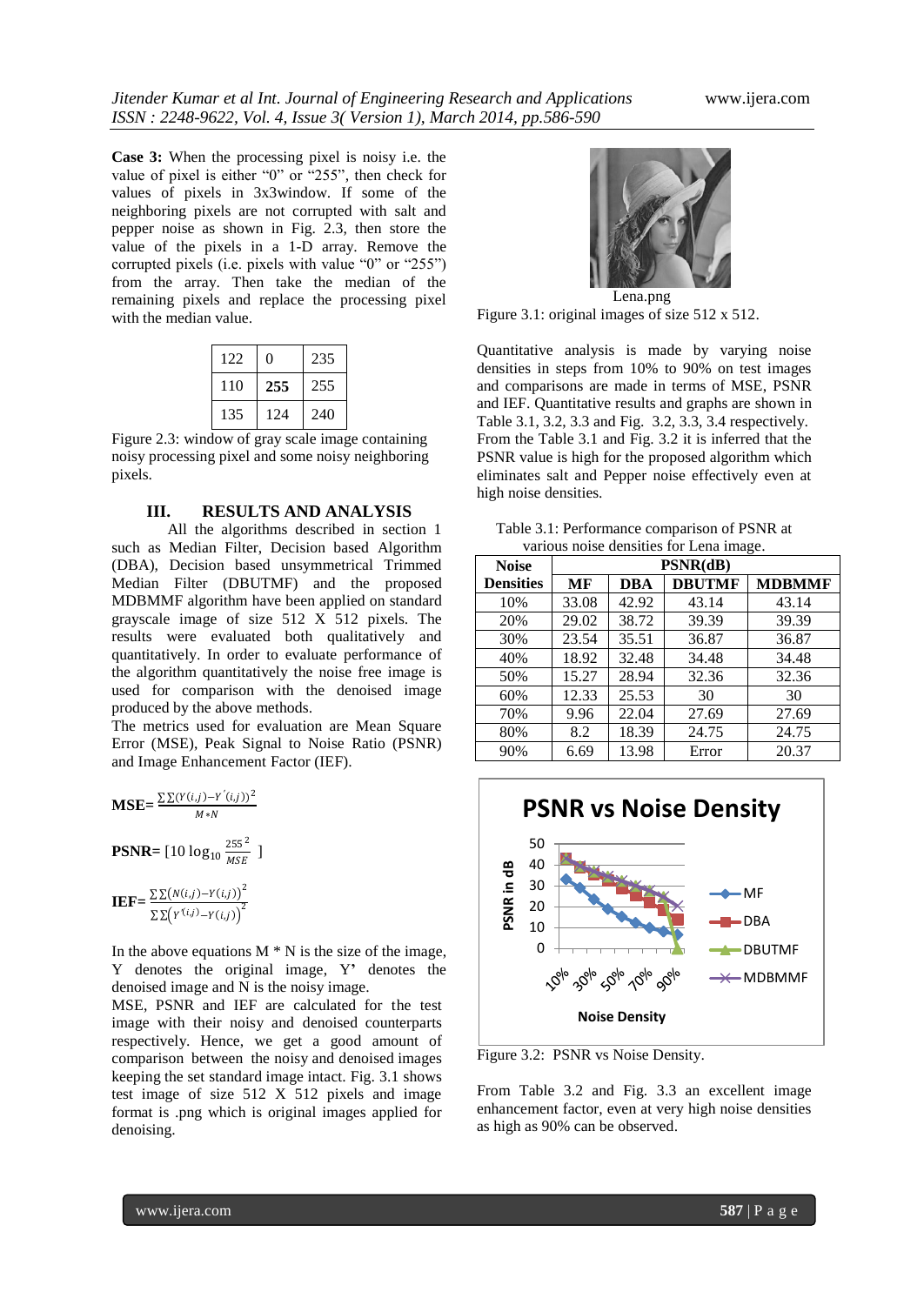**Case 3:** When the processing pixel is noisy i.e. the value of pixel is either "0" or "255", then check for values of pixels in 3x3window. If some of the neighboring pixels are not corrupted with salt and pepper noise as shown in Fig. 2.3, then store the value of the pixels in a 1-D array. Remove the corrupted pixels (i.e. pixels with value "0" or "255") from the array. Then take the median of the remaining pixels and replace the processing pixel with the median value.

| | | |
|---|---|---|
| 122 | 0 | 235 |
| 110 | **255** | 255 |
| 135 | 124 | 240 |

Figure 2.3: window of gray scale image containing noisy processing pixel and some noisy neighboring pixels.

## III. RESULTS AND ANALYSIS

All the algorithms described in section 1 such as Median Filter, Decision based Algorithm (DBA), Decision based unsymmetrical Trimmed Median Filter (DBUTMF) and the proposed MDBMMF algorithm have been applied on standard grayscale image of size 512 X 512 pixels. The results were evaluated both qualitatively and quantitatively. In order to evaluate performance of the algorithm quantitatively the noise free image is used for comparison with the denoised image produced by the above methods.

The metrics used for evaluation are Mean Square Error (MSE), Peak Signal to Noise Ratio (PSNR) and Image Enhancement Factor (IEF).

$$\textbf{MSE}= \frac{\sum\sum(Y(i,j)-Y'(i,j))^2}{M*N}$$

$$\textbf{PSNR}= [10\log_{10}\frac{255^2}{MSE}\ ]$$

$$\textbf{IEF}= \frac{\sum\sum\big(N(i,j)-Y(i,j)\big)^2}{\sum\sum\big(Y'(i,j)-Y(i,j)\big)^2}$$

In the above equations M * N is the size of the image, Y denotes the original image, Y' denotes the denoised image and N is the noisy image.

MSE, PSNR and IEF are calculated for the test image with their noisy and denoised counterparts respectively. Hence, we get a good amount of comparison between the noisy and denoised images keeping the set standard image intact. Fig. 3.1 shows test image of size 512 X 512 pixels and image format is .png which is original images applied for denoising.

Lena.png

Figure 3.1: original images of size 512 x 512.

Quantitative analysis is made by varying noise densities in steps from 10% to 90% on test images and comparisons are made in terms of MSE, PSNR and IEF. Quantitative results and graphs are shown in Table 3.1, 3.2, 3.3 and Fig. 3.2, 3.3, 3.4 respectively. From the Table 3.1 and Fig. 3.2 it is inferred that the PSNR value is high for the proposed algorithm which eliminates salt and Pepper noise effectively even at high noise densities.

Table 3.1: Performance comparison of PSNR at various noise densities for Lena image.

| Noise Densities | PSNR(dB) | | | |
|---|---|---|---|---|
| | MF | DBA | DBUTMF | MDBMMF |
| 10% | 33.08 | 42.92 | 43.14 | 43.14 |
| 20% | 29.02 | 38.72 | 39.39 | 39.39 |
| 30% | 23.54 | 35.51 | 36.87 | 36.87 |
| 40% | 18.92 | 32.48 | 34.48 | 34.48 |
| 50% | 15.27 | 28.94 | 32.36 | 32.36 |
| 60% | 12.33 | 25.53 | 30 | 30 |
| 70% | 9.96 | 22.04 | 27.69 | 27.69 |
| 80% | 8.2 | 18.39 | 24.75 | 24.75 |
| 90% | 6.69 | 13.98 | Error | 20.37 |

Figure 3.2: PSNR vs Noise Density.

From Table 3.2 and Fig. 3.3 an excellent image enhancement factor, even at very high noise densities as high as 90% can be observed.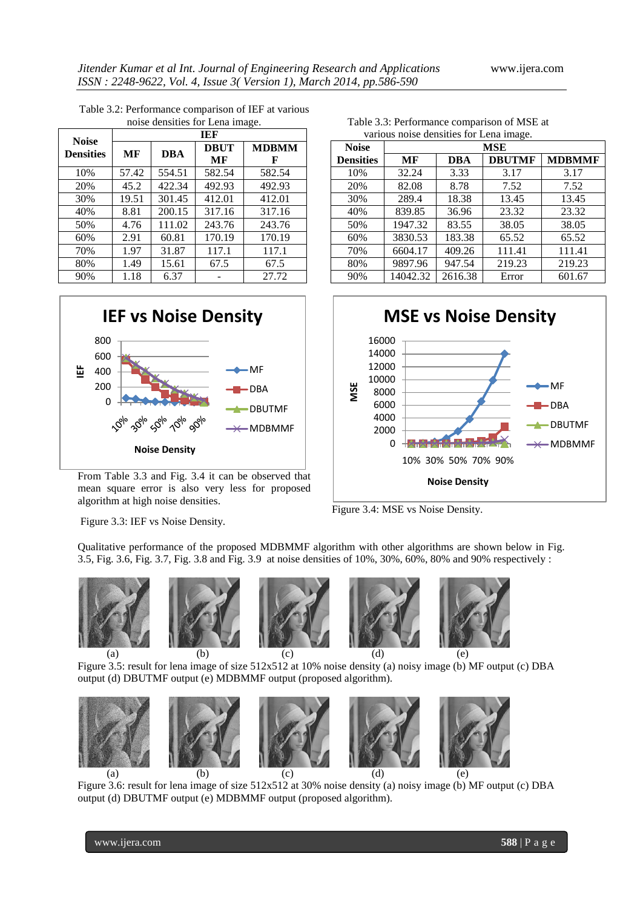Table 3.2: Performance comparison of IEF at various noise densities for Lena image.

| Noise Densities | IEF | | | |
|---|---|---|---|---|
| | MF | DBA | DBUT MF | MDBMM F |
| 10% | 57.42 | 554.51 | 582.54 | 582.54 |
| 20% | 45.2 | 422.34 | 492.93 | 492.93 |
| 30% | 19.51 | 301.45 | 412.01 | 412.01 |
| 40% | 8.81 | 200.15 | 317.16 | 317.16 |
| 50% | 4.76 | 111.02 | 243.76 | 243.76 |
| 60% | 2.91 | 60.81 | 170.19 | 170.19 |
| 70% | 1.97 | 31.87 | 117.1 | 117.1 |
| 80% | 1.49 | 15.61 | 67.5 | 67.5 |
| 90% | 1.18 | 6.37 | - | 27.72 |

Figure 3.3: IEF vs Noise Density.

Table 3.3: Performance comparison of MSE at various noise densities for Lena image.

| Noise Densities | MSE | | | |
|---|---|---|---|---|
| | MF | DBA | DBUTMF | MDBMMF |
| 10% | 32.24 | 3.33 | 3.17 | 3.17 |
| 20% | 82.08 | 8.78 | 7.52 | 7.52 |
| 30% | 289.4 | 18.38 | 13.45 | 13.45 |
| 40% | 839.85 | 36.96 | 23.32 | 23.32 |
| 50% | 1947.32 | 83.55 | 38.05 | 38.05 |
| 60% | 3830.53 | 183.38 | 65.52 | 65.52 |
| 70% | 6604.17 | 409.26 | 111.41 | 111.41 |
| 80% | 9897.96 | 947.54 | 219.23 | 219.23 |
| 90% | 14042.32 | 2616.38 | Error | 601.67 |

From Table 3.3 and Fig. 3.4 it can be observed that mean square error is also very less for proposed algorithm at high noise densities.

Figure 3.4: MSE vs Noise Density.

Qualitative performance of the proposed MDBMMF algorithm with other algorithms are shown below in Fig. 3.5, Fig. 3.6, Fig. 3.7, Fig. 3.8 and Fig. 3.9 at noise densities of 10%, 30%, 60%, 80% and 90% respectively :

(a) (b) (c) (d) (e)

Figure 3.5: result for lena image of size 512x512 at 10% noise density (a) noisy image (b) MF output (c) DBA output (d) DBUTMF output (e) MDBMMF output (proposed algorithm).

(a) (b) (c) (d) (e)

Figure 3.6: result for lena image of size 512x512 at 30% noise density (a) noisy image (b) MF output (c) DBA output (d) DBUTMF output (e) MDBMMF output (proposed algorithm).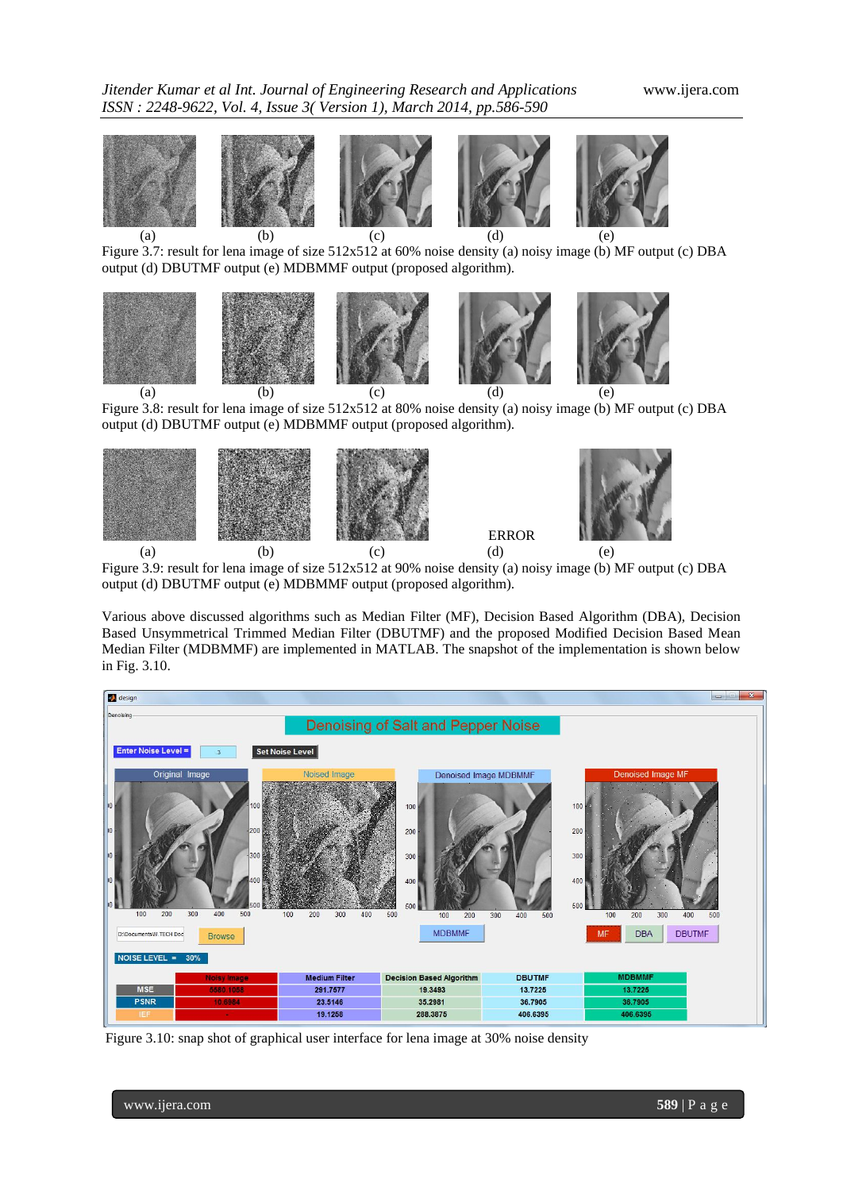(a) (b) (c) (d) (e)

Figure 3.7: result for lena image of size 512x512 at 60% noise density (a) noisy image (b) MF output (c) DBA output (d) DBUTMF output (e) MDBMMF output (proposed algorithm).

(a) (b) (c) (d) (e)

Figure 3.8: result for lena image of size 512x512 at 80% noise density (a) noisy image (b) MF output (c) DBA output (d) DBUTMF output (e) MDBMMF output (proposed algorithm).

ERROR

(a) (b) (c) (d) (e)

Figure 3.9: result for lena image of size 512x512 at 90% noise density (a) noisy image (b) MF output (c) DBA output (d) DBUTMF output (e) MDBMMF output (proposed algorithm).

Various above discussed algorithms such as Median Filter (MF), Decision Based Algorithm (DBA), Decision Based Unsymmetrical Trimmed Median Filter (DBUTMF) and the proposed Modified Decision Based Mean Median Filter (MDBMMF) are implemented in MATLAB. The snapshot of the implementation is shown below in Fig. 3.10.

| | Noisy image | Medium Filter | Decision Based Algorithm | DBUTMF | MDBMMF |
|---|---|---|---|---|---|
| MSE | 5580.1055 | 291.7677 | 19.3493 | 13.7225 | 13.7225 |
| PSNR | 10.6984 | 23.5146 | 35.2981 | 36.7905 | 36.7905 |
| IEF | - | 19.1258 | 288.3875 | 406.6395 | 406.6395 |

Figure 3.10: snap shot of graphical user interface for lena image at 30% noise density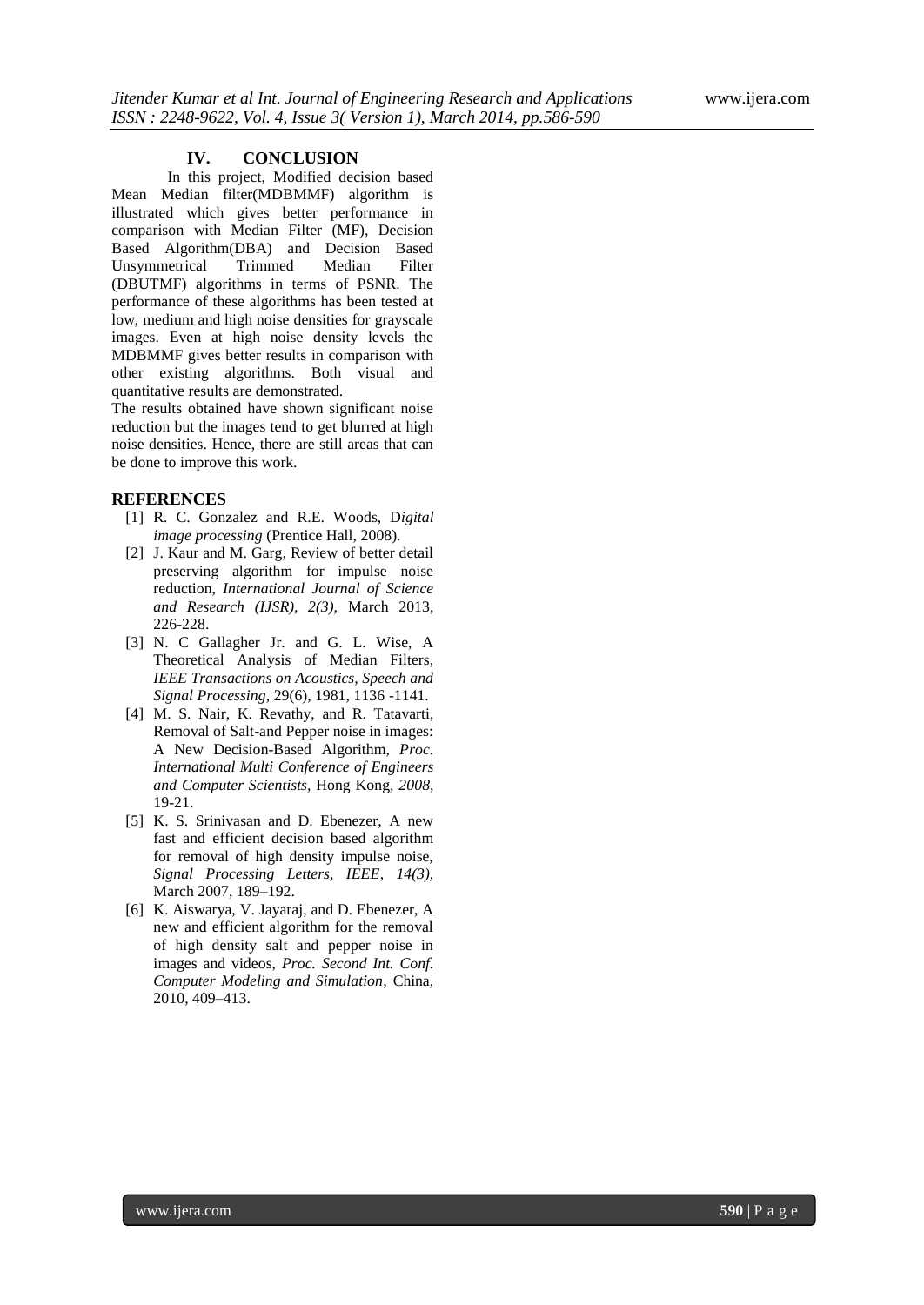## IV. CONCLUSION

In this project, Modified decision based Mean Median filter(MDBMMF) algorithm is illustrated which gives better performance in comparison with Median Filter (MF), Decision Based Algorithm(DBA) and Decision Based Unsymmetrical Trimmed Median Filter (DBUTMF) algorithms in terms of PSNR. The performance of these algorithms has been tested at low, medium and high noise densities for grayscale images. Even at high noise density levels the MDBMMF gives better results in comparison with other existing algorithms. Both visual and quantitative results are demonstrated.

The results obtained have shown significant noise reduction but the images tend to get blurred at high noise densities. Hence, there are still areas that can be done to improve this work.

## REFERENCES

[1] R. C. Gonzalez and R.E. Woods, D*igital image processing* (Prentice Hall, 2008).

[2] J. Kaur and M. Garg, Review of better detail preserving algorithm for impulse noise reduction, *International Journal of Science and Research (IJSR), 2(3),* March 2013, 226-228.

[3] N. C Gallagher Jr. and G. L. Wise, A Theoretical Analysis of Median Filters, *IEEE Transactions on Acoustics, Speech and Signal Processing*, 29(6), 1981, 1136 -1141.

[4] M. S. Nair, K. Revathy, and R. Tatavarti, Removal of Salt-and Pepper noise in images: A New Decision-Based Algorithm, *Proc. International Multi Conference of Engineers and Computer Scientists*, Hong Kong, *2008*, 19-21.

[5] K. S. Srinivasan and D. Ebenezer, A new fast and efficient decision based algorithm for removal of high density impulse noise, *Signal Processing Letters, IEEE, 14(3),* March 2007, 189–192.

[6] K. Aiswarya, V. Jayaraj, and D. Ebenezer, A new and efficient algorithm for the removal of high density salt and pepper noise in images and videos, *Proc. Second Int. Conf. Computer Modeling and Simulation*, China, 2010, 409–413.